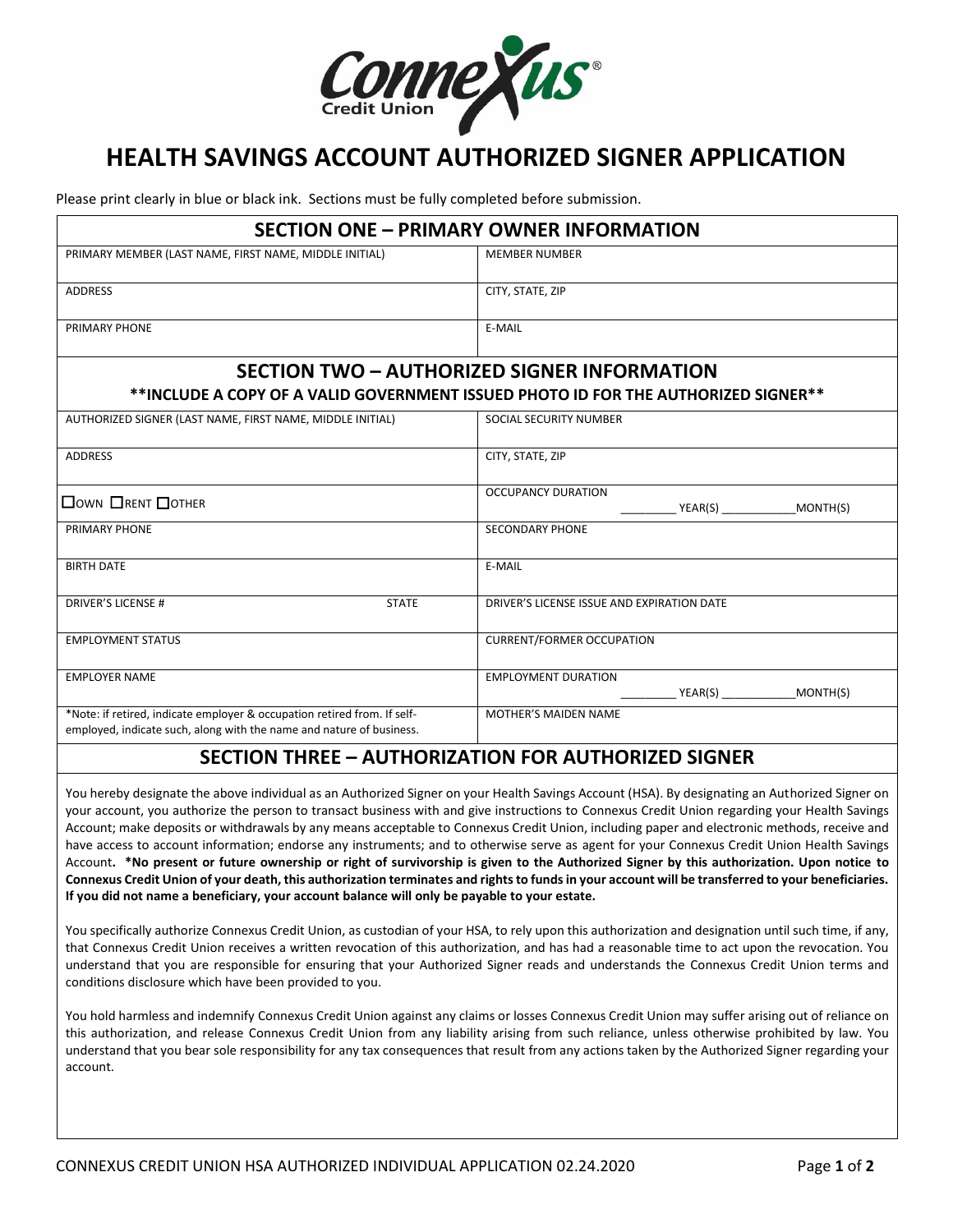# HEALTH SAVINGS ACCOUNT AUTHORIZED SIGNER APPLICATION

Please print clearly in blue or black ink. Sections must be fully completed before submission.

## SECTION ONE – PRIMARY OWNER INFORMATION

| PRIMARY MEMBER (LAST NAME, FIRST NAME, MIDDLE INITIAL) | MEMBER NUMBER |
|---|---|
| ADDRESS | CITY, STATE, ZIP |
| PRIMARY PHONE | E-MAIL |

## SECTION TWO – AUTHORIZED SIGNER INFORMATION

**\*\*INCLUDE A COPY OF A VALID GOVERNMENT ISSUED PHOTO ID FOR THE AUTHORIZED SIGNER\*\***

| AUTHORIZED SIGNER (LAST NAME, FIRST NAME, MIDDLE INITIAL) | SOCIAL SECURITY NUMBER |
|---|---|
| ADDRESS | CITY, STATE, ZIP |
| ☐ OWN ☐ RENT ☐ OTHER | OCCUPANCY DURATION _________ YEAR(S) ____________ MONTH(S) |
| PRIMARY PHONE | SECONDARY PHONE |
| BIRTH DATE | E-MAIL |
| DRIVER'S LICENSE # STATE | DRIVER'S LICENSE ISSUE AND EXPIRATION DATE |
| EMPLOYMENT STATUS | CURRENT/FORMER OCCUPATION |
| EMPLOYER NAME | EMPLOYMENT DURATION _________ YEAR(S) ____________ MONTH(S) |
| *Note: if retired, indicate employer & occupation retired from. If self-employed, indicate such, along with the name and nature of business. | MOTHER'S MAIDEN NAME |

## SECTION THREE – AUTHORIZATION FOR AUTHORIZED SIGNER

You hereby designate the above individual as an Authorized Signer on your Health Savings Account (HSA). By designating an Authorized Signer on your account, you authorize the person to transact business with and give instructions to Connexus Credit Union regarding your Health Savings Account; make deposits or withdrawals by any means acceptable to Connexus Credit Union, including paper and electronic methods, receive and have access to account information; endorse any instruments; and to otherwise serve as agent for your Connexus Credit Union Health Savings Account**. \*No present or future ownership or right of survivorship is given to the Authorized Signer by this authorization. Upon notice to Connexus Credit Union of your death, this authorization terminates and rights to funds in your account will be transferred to your beneficiaries. If you did not name a beneficiary, your account balance will only be payable to your estate.**

You specifically authorize Connexus Credit Union, as custodian of your HSA, to rely upon this authorization and designation until such time, if any, that Connexus Credit Union receives a written revocation of this authorization, and has had a reasonable time to act upon the revocation. You understand that you are responsible for ensuring that your Authorized Signer reads and understands the Connexus Credit Union terms and conditions disclosure which have been provided to you.

You hold harmless and indemnify Connexus Credit Union against any claims or losses Connexus Credit Union may suffer arising out of reliance on this authorization, and release Connexus Credit Union from any liability arising from such reliance, unless otherwise prohibited by law. You understand that you bear sole responsibility for any tax consequences that result from any actions taken by the Authorized Signer regarding your account.

CONNEXUS CREDIT UNION HSA AUTHORIZED INDIVIDUAL APPLICATION 02.24.2020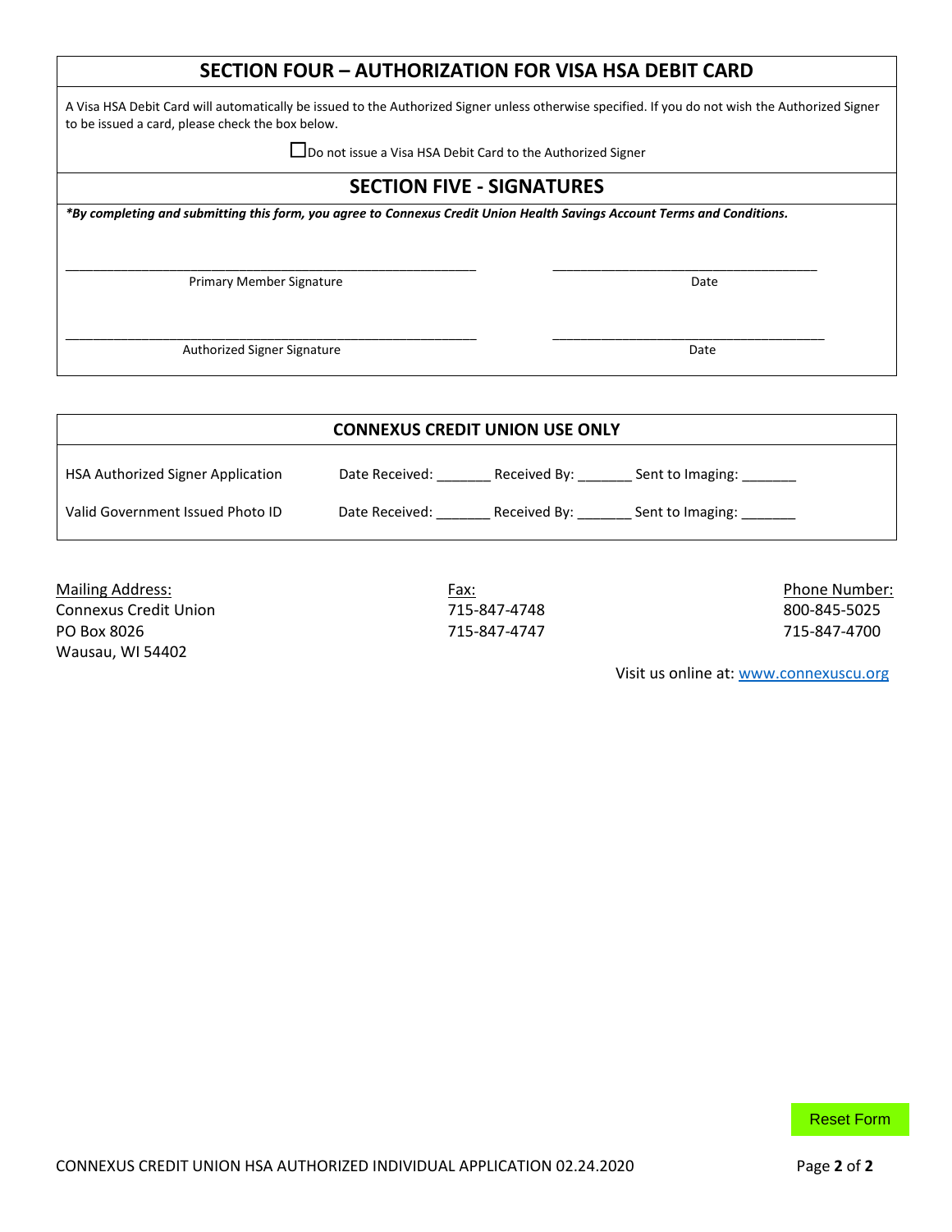## SECTION FOUR – AUTHORIZATION FOR VISA HSA DEBIT CARD

A Visa HSA Debit Card will automatically be issued to the Authorized Signer unless otherwise specified. If you do not wish the Authorized Signer to be issued a card, please check the box below.

☐ Do not issue a Visa HSA Debit Card to the Authorized Signer

## SECTION FIVE - SIGNATURES

***By completing and submitting this form, you agree to Connexus Credit Union Health Savings Account Terms and Conditions.***

\_\_\_\_\_\_\_\_\_\_\_\_\_\_\_\_\_\_\_\_\_\_\_\_\_\_\_\_\_\_\_\_\_\_\_\_\_\_\_\_ \_\_\_\_\_\_\_\_\_\_\_\_\_\_\_\_\_\_\_\_\_\_\_\_\_\_\_\_
Primary Member Signature Date

\_\_\_\_\_\_\_\_\_\_\_\_\_\_\_\_\_\_\_\_\_\_\_\_\_\_\_\_\_\_\_\_\_\_\_\_\_\_\_\_ \_\_\_\_\_\_\_\_\_\_\_\_\_\_\_\_\_\_\_\_\_\_\_\_\_\_\_\_
Authorized Signer Signature Date

## CONNEXUS CREDIT UNION USE ONLY

| | | | |
|---|---|---|---|
| HSA Authorized Signer Application | Date Received: _______ | Received By: _______ | Sent to Imaging: _______ |
| Valid Government Issued Photo ID | Date Received: _______ | Received By: _______ | Sent to Imaging: _______ |

Mailing Address:
Connexus Credit Union
PO Box 8026
Wausau, WI 54402

Fax:
715-847-4748
715-847-4747

Phone Number:
800-845-5025
715-847-4700

Visit us online at: www.connexuscu.org

Reset Form

CONNEXUS CREDIT UNION HSA AUTHORIZED INDIVIDUAL APPLICATION 02.24.2020